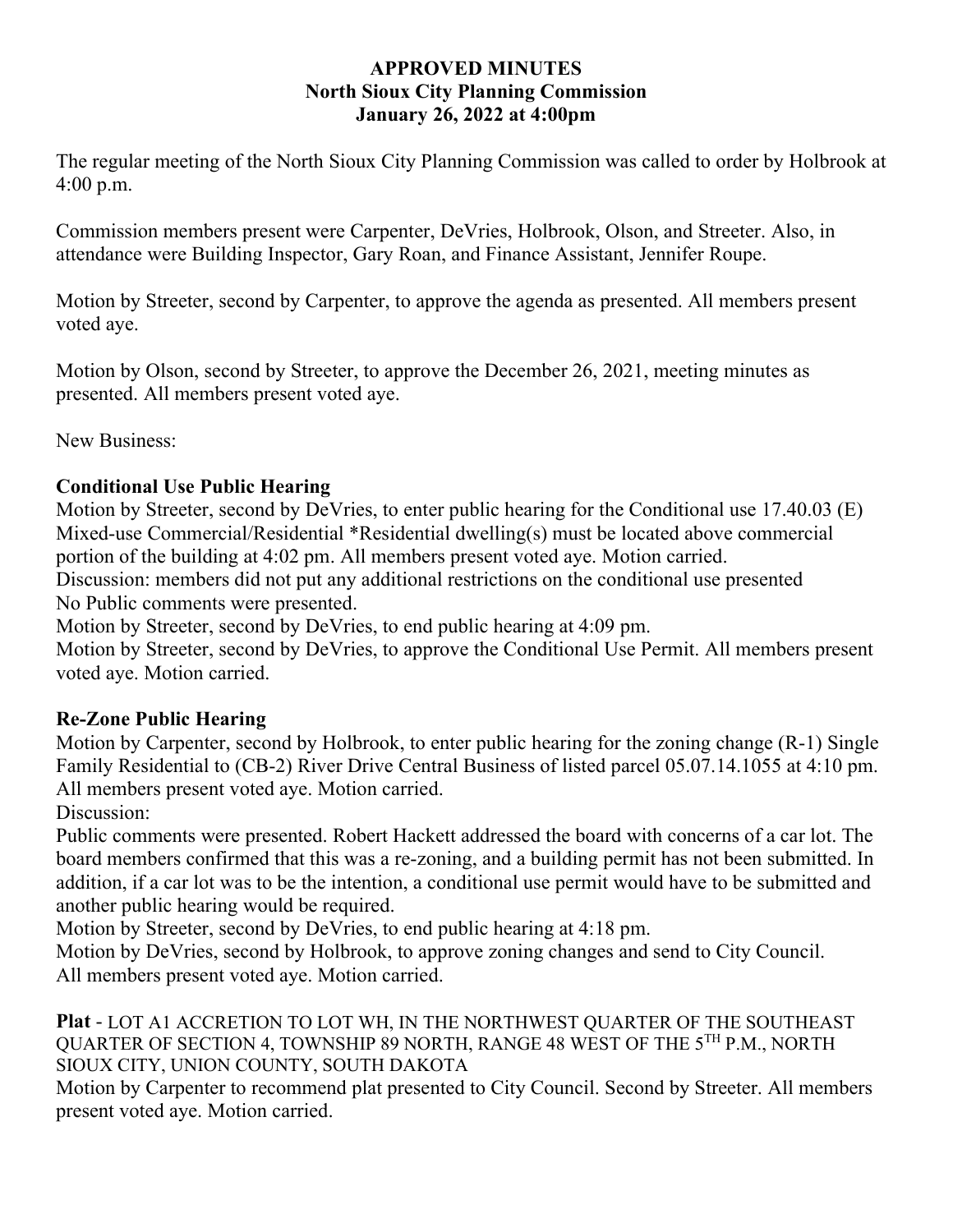# APPROVED MINUTES
## North Sioux City Planning Commission
## January 26, 2022 at 4:00pm

The regular meeting of the North Sioux City Planning Commission was called to order by Holbrook at 4:00 p.m.

Commission members present were Carpenter, DeVries, Holbrook, Olson, and Streeter. Also, in attendance were Building Inspector, Gary Roan, and Finance Assistant, Jennifer Roupe.

Motion by Streeter, second by Carpenter, to approve the agenda as presented. All members present voted aye.

Motion by Olson, second by Streeter, to approve the December 26, 2021, meeting minutes as presented. All members present voted aye.

New Business:

**Conditional Use Public Hearing**
Motion by Streeter, second by DeVries, to enter public hearing for the Conditional use 17.40.03 (E) Mixed-use Commercial/Residential *Residential dwelling(s) must be located above commercial portion of the building at 4:02 pm. All members present voted aye. Motion carried.
Discussion: members did not put any additional restrictions on the conditional use presented
No Public comments were presented.
Motion by Streeter, second by DeVries, to end public hearing at 4:09 pm.
Motion by Streeter, second by DeVries, to approve the Conditional Use Permit. All members present voted aye. Motion carried.

**Re-Zone Public Hearing**
Motion by Carpenter, second by Holbrook, to enter public hearing for the zoning change (R-1) Single Family Residential to (CB-2) River Drive Central Business of listed parcel 05.07.14.1055 at 4:10 pm. All members present voted aye. Motion carried.
Discussion:
Public comments were presented. Robert Hackett addressed the board with concerns of a car lot. The board members confirmed that this was a re-zoning, and a building permit has not been submitted. In addition, if a car lot was to be the intention, a conditional use permit would have to be submitted and another public hearing would be required.
Motion by Streeter, second by DeVries, to end public hearing at 4:18 pm.
Motion by DeVries, second by Holbrook, to approve zoning changes and send to City Council.
All members present voted aye. Motion carried.

**Plat** - LOT A1 ACCRETION TO LOT WH, IN THE NORTHWEST QUARTER OF THE SOUTHEAST QUARTER OF SECTION 4, TOWNSHIP 89 NORTH, RANGE 48 WEST OF THE 5TH P.M., NORTH SIOUX CITY, UNION COUNTY, SOUTH DAKOTA
Motion by Carpenter to recommend plat presented to City Council. Second by Streeter. All members present voted aye. Motion carried.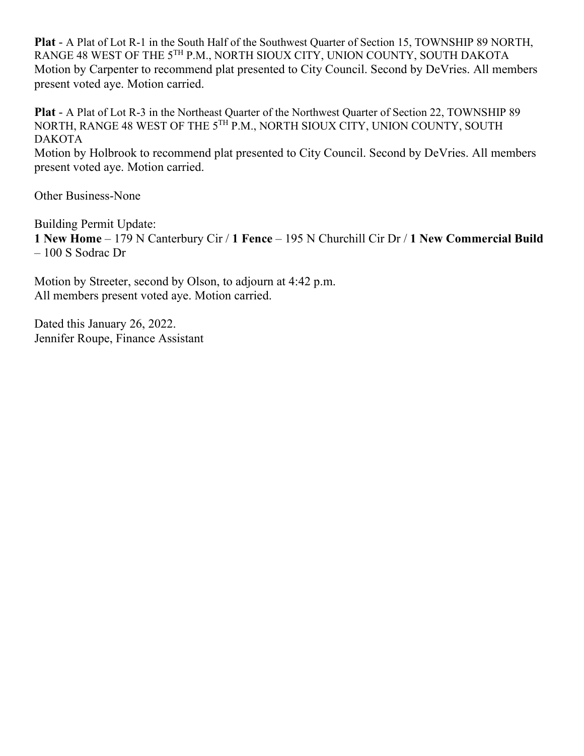**Plat** - A Plat of Lot R-1 in the South Half of the Southwest Quarter of Section 15, TOWNSHIP 89 NORTH, RANGE 48 WEST OF THE 5TH P.M., NORTH SIOUX CITY, UNION COUNTY, SOUTH DAKOTA
Motion by Carpenter to recommend plat presented to City Council. Second by DeVries. All members present voted aye. Motion carried.

**Plat** - A Plat of Lot R-3 in the Northeast Quarter of the Northwest Quarter of Section 22, TOWNSHIP 89 NORTH, RANGE 48 WEST OF THE 5TH P.M., NORTH SIOUX CITY, UNION COUNTY, SOUTH DAKOTA
Motion by Holbrook to recommend plat presented to City Council. Second by DeVries. All members present voted aye. Motion carried.

Other Business-None

Building Permit Update:
**1 New Home** – 179 N Canterbury Cir / **1 Fence** – 195 N Churchill Cir Dr / **1 New Commercial Build** – 100 S Sodrac Dr

Motion by Streeter, second by Olson, to adjourn at 4:42 p.m.
All members present voted aye. Motion carried.

Dated this January 26, 2022.
Jennifer Roupe, Finance Assistant